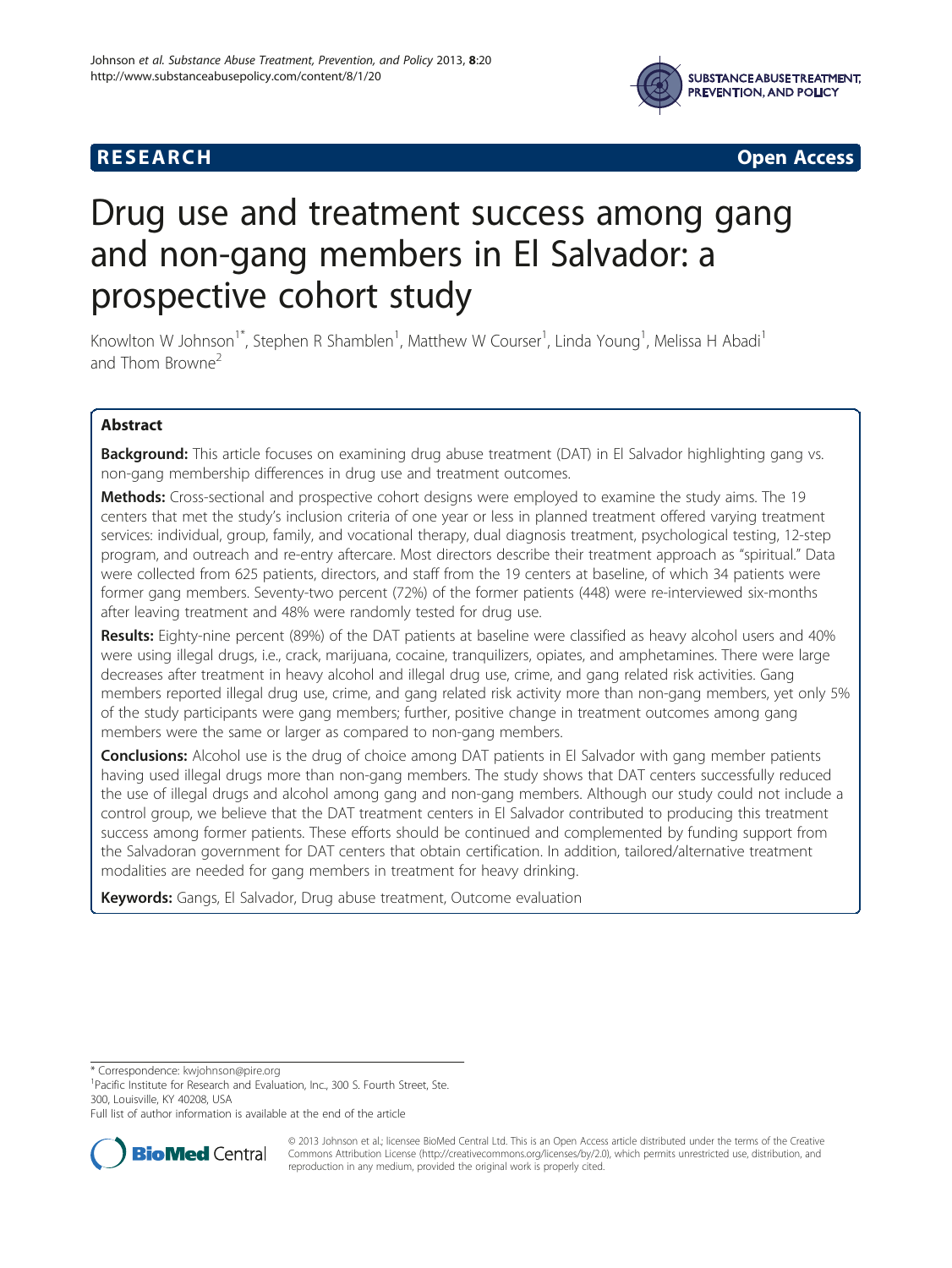**RESEARCH Open Access**

# Drug use and treatment success among gang and non-gang members in El Salvador: a prospective cohort study

Knowlton W Johnson[1*], Stephen R Shamblen[1], Matthew W Courser[1], Linda Young[1], Melissa H Abadi[1] and Thom Browne[2]

## Abstract

**Background:** This article focuses on examining drug abuse treatment (DAT) in El Salvador highlighting gang vs. non-gang membership differences in drug use and treatment outcomes.

**Methods:** Cross-sectional and prospective cohort designs were employed to examine the study aims. The 19 centers that met the study's inclusion criteria of one year or less in planned treatment offered varying treatment services: individual, group, family, and vocational therapy, dual diagnosis treatment, psychological testing, 12-step program, and outreach and re-entry aftercare. Most directors describe their treatment approach as "spiritual." Data were collected from 625 patients, directors, and staff from the 19 centers at baseline, of which 34 patients were former gang members. Seventy-two percent (72%) of the former patients (448) were re-interviewed six-months after leaving treatment and 48% were randomly tested for drug use.

**Results:** Eighty-nine percent (89%) of the DAT patients at baseline were classified as heavy alcohol users and 40% were using illegal drugs, i.e., crack, marijuana, cocaine, tranquilizers, opiates, and amphetamines. There were large decreases after treatment in heavy alcohol and illegal drug use, crime, and gang related risk activities. Gang members reported illegal drug use, crime, and gang related risk activity more than non-gang members, yet only 5% of the study participants were gang members; further, positive change in treatment outcomes among gang members were the same or larger as compared to non-gang members.

**Conclusions:** Alcohol use is the drug of choice among DAT patients in El Salvador with gang member patients having used illegal drugs more than non-gang members. The study shows that DAT centers successfully reduced the use of illegal drugs and alcohol among gang and non-gang members. Although our study could not include a control group, we believe that the DAT treatment centers in El Salvador contributed to producing this treatment success among former patients. These efforts should be continued and complemented by funding support from the Salvadoran government for DAT centers that obtain certification. In addition, tailored/alternative treatment modalities are needed for gang members in treatment for heavy drinking.

**Keywords:** Gangs, El Salvador, Drug abuse treatment, Outcome evaluation

---

\* Correspondence: kwjohnson@pire.org
[1]Pacific Institute for Research and Evaluation, Inc., 300 S. Fourth Street, Ste. 300, Louisville, KY 40208, USA
Full list of author information is available at the end of the article

© 2013 Johnson et al.; licensee BioMed Central Ltd. This is an Open Access article distributed under the terms of the Creative Commons Attribution License (http://creativecommons.org/licenses/by/2.0), which permits unrestricted use, distribution, and reproduction in any medium, provided the original work is properly cited.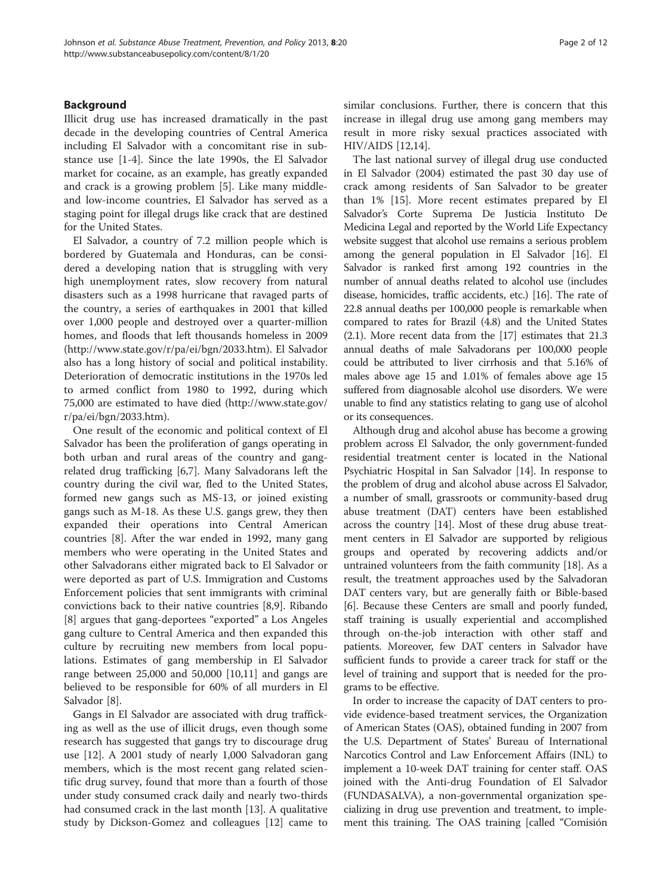## Background

Illicit drug use has increased dramatically in the past decade in the developing countries of Central America including El Salvador with a concomitant rise in substance use [1-4]. Since the late 1990s, the El Salvador market for cocaine, as an example, has greatly expanded and crack is a growing problem [5]. Like many middle- and low-income countries, El Salvador has served as a staging point for illegal drugs like crack that are destined for the United States.

El Salvador, a country of 7.2 million people which is bordered by Guatemala and Honduras, can be considered a developing nation that is struggling with very high unemployment rates, slow recovery from natural disasters such as a 1998 hurricane that ravaged parts of the country, a series of earthquakes in 2001 that killed over 1,000 people and destroyed over a quarter-million homes, and floods that left thousands homeless in 2009 (http://www.state.gov/r/pa/ei/bgn/2033.htm). El Salvador also has a long history of social and political instability. Deterioration of democratic institutions in the 1970s led to armed conflict from 1980 to 1992, during which 75,000 are estimated to have died (http://www.state.gov/r/pa/ei/bgn/2033.htm).

One result of the economic and political context of El Salvador has been the proliferation of gangs operating in both urban and rural areas of the country and gang-related drug trafficking [6,7]. Many Salvadorans left the country during the civil war, fled to the United States, formed new gangs such as MS-13, or joined existing gangs such as M-18. As these U.S. gangs grew, they then expanded their operations into Central American countries [8]. After the war ended in 1992, many gang members who were operating in the United States and other Salvadorans either migrated back to El Salvador or were deported as part of U.S. Immigration and Customs Enforcement policies that sent immigrants with criminal convictions back to their native countries [8,9]. Ribando [8] argues that gang-deportees "exported" a Los Angeles gang culture to Central America and then expanded this culture by recruiting new members from local populations. Estimates of gang membership in El Salvador range between 25,000 and 50,000 [10,11] and gangs are believed to be responsible for 60% of all murders in El Salvador [8].

Gangs in El Salvador are associated with drug trafficking as well as the use of illicit drugs, even though some research has suggested that gangs try to discourage drug use [12]. A 2001 study of nearly 1,000 Salvadoran gang members, which is the most recent gang related scientific drug survey, found that more than a fourth of those under study consumed crack daily and nearly two-thirds had consumed crack in the last month [13]. A qualitative study by Dickson-Gomez and colleagues [12] came to similar conclusions. Further, there is concern that this increase in illegal drug use among gang members may result in more risky sexual practices associated with HIV/AIDS [12,14].

The last national survey of illegal drug use conducted in El Salvador (2004) estimated the past 30 day use of crack among residents of San Salvador to be greater than 1% [15]. More recent estimates prepared by El Salvador's Corte Suprema De Justicia Instituto De Medicina Legal and reported by the World Life Expectancy website suggest that alcohol use remains a serious problem among the general population in El Salvador [16]. El Salvador is ranked first among 192 countries in the number of annual deaths related to alcohol use (includes disease, homicides, traffic accidents, etc.) [16]. The rate of 22.8 annual deaths per 100,000 people is remarkable when compared to rates for Brazil (4.8) and the United States (2.1). More recent data from the [17] estimates that 21.3 annual deaths of male Salvadorans per 100,000 people could be attributed to liver cirrhosis and that 5.16% of males above age 15 and 1.01% of females above age 15 suffered from diagnosable alcohol use disorders. We were unable to find any statistics relating to gang use of alcohol or its consequences.

Although drug and alcohol abuse has become a growing problem across El Salvador, the only government-funded residential treatment center is located in the National Psychiatric Hospital in San Salvador [14]. In response to the problem of drug and alcohol abuse across El Salvador, a number of small, grassroots or community-based drug abuse treatment (DAT) centers have been established across the country [14]. Most of these drug abuse treatment centers in El Salvador are supported by religious groups and operated by recovering addicts and/or untrained volunteers from the faith community [18]. As a result, the treatment approaches used by the Salvadoran DAT centers vary, but are generally faith or Bible-based [6]. Because these Centers are small and poorly funded, staff training is usually experiential and accomplished through on-the-job interaction with other staff and patients. Moreover, few DAT centers in Salvador have sufficient funds to provide a career track for staff or the level of training and support that is needed for the programs to be effective.

In order to increase the capacity of DAT centers to provide evidence-based treatment services, the Organization of American States (OAS), obtained funding in 2007 from the U.S. Department of States' Bureau of International Narcotics Control and Law Enforcement Affairs (INL) to implement a 10-week DAT training for center staff. OAS joined with the Anti-drug Foundation of El Salvador (FUNDASALVA), a non-governmental organization specializing in drug use prevention and treatment, to implement this training. The OAS training [called "Comisión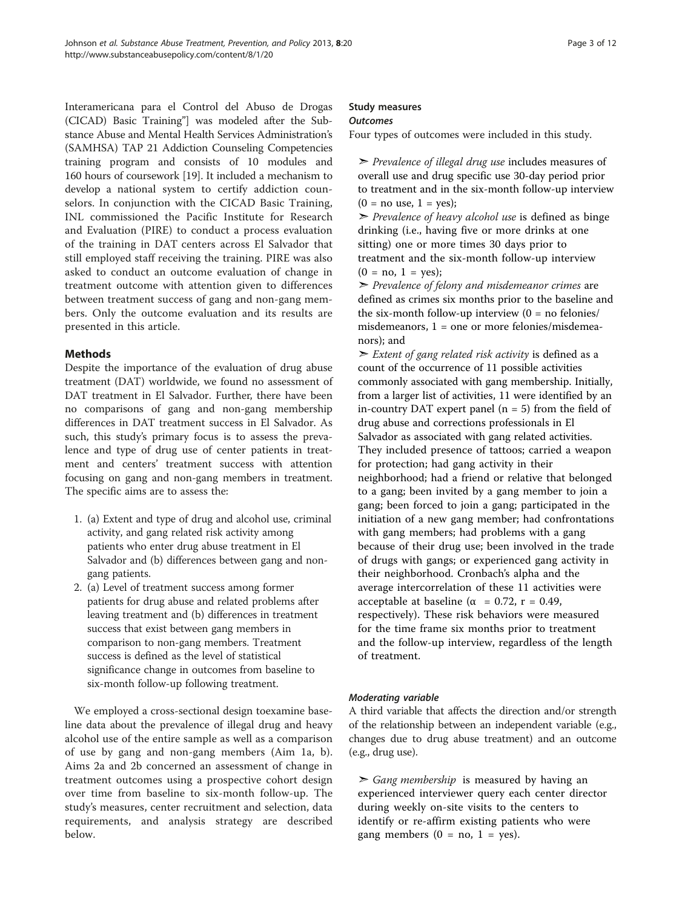Interamericana para el Control del Abuso de Drogas (CICAD) Basic Training"] was modeled after the Substance Abuse and Mental Health Services Administration's (SAMHSA) TAP 21 Addiction Counseling Competencies training program and consists of 10 modules and 160 hours of coursework [19]. It included a mechanism to develop a national system to certify addiction counselors. In conjunction with the CICAD Basic Training, INL commissioned the Pacific Institute for Research and Evaluation (PIRE) to conduct a process evaluation of the training in DAT centers across El Salvador that still employed staff receiving the training. PIRE was also asked to conduct an outcome evaluation of change in treatment outcome with attention given to differences between treatment success of gang and non-gang members. Only the outcome evaluation and its results are presented in this article.

## Methods

Despite the importance of the evaluation of drug abuse treatment (DAT) worldwide, we found no assessment of DAT treatment in El Salvador. Further, there have been no comparisons of gang and non-gang membership differences in DAT treatment success in El Salvador. As such, this study's primary focus is to assess the prevalence and type of drug use of center patients in treatment and centers' treatment success with attention focusing on gang and non-gang members in treatment. The specific aims are to assess the:

1. (a) Extent and type of drug and alcohol use, criminal activity, and gang related risk activity among patients who enter drug abuse treatment in El Salvador and (b) differences between gang and non-gang patients.
2. (a) Level of treatment success among former patients for drug abuse and related problems after leaving treatment and (b) differences in treatment success that exist between gang members in comparison to non-gang members. Treatment success is defined as the level of statistical significance change in outcomes from baseline to six-month follow-up following treatment.

We employed a cross-sectional design toexamine baseline data about the prevalence of illegal drug and heavy alcohol use of the entire sample as well as a comparison of use by gang and non-gang members (Aim 1a, b). Aims 2a and 2b concerned an assessment of change in treatment outcomes using a prospective cohort design over time from baseline to six-month follow-up. The study's measures, center recruitment and selection, data requirements, and analysis strategy are described below.

### Study measures

#### Outcomes

Four types of outcomes were included in this study.

➢ *Prevalence of illegal drug use* includes measures of overall use and drug specific use 30-day period prior to treatment and in the six-month follow-up interview (0 = no use, 1 = yes);

➢ *Prevalence of heavy alcohol use* is defined as binge drinking (i.e., having five or more drinks at one sitting) one or more times 30 days prior to treatment and the six-month follow-up interview (0 = no, 1 = yes);

➢ *Prevalence of felony and misdemeanor crimes* are defined as crimes six months prior to the baseline and the six-month follow-up interview (0 = no felonies/misdemeanors, 1 = one or more felonies/misdemeanors); and

➢ *Extent of gang related risk activity* is defined as a count of the occurrence of 11 possible activities commonly associated with gang membership. Initially, from a larger list of activities, 11 were identified by an in-country DAT expert panel (n = 5) from the field of drug abuse and corrections professionals in El Salvador as associated with gang related activities. They included presence of tattoos; carried a weapon for protection; had gang activity in their neighborhood; had a friend or relative that belonged to a gang; been invited by a gang member to join a gang; been forced to join a gang; participated in the initiation of a new gang member; had confrontations with gang members; had problems with a gang because of their drug use; been involved in the trade of drugs with gangs; or experienced gang activity in their neighborhood. Cronbach's alpha and the average intercorrelation of these 11 activities were acceptable at baseline ($\alpha = 0.72$, $r = 0.49$, respectively). These risk behaviors were measured for the time frame six months prior to treatment and the follow-up interview, regardless of the length of treatment.

#### Moderating variable

A third variable that affects the direction and/or strength of the relationship between an independent variable (e.g., changes due to drug abuse treatment) and an outcome (e.g., drug use).

➢ *Gang membership* is measured by having an experienced interviewer query each center director during weekly on-site visits to the centers to identify or re-affirm existing patients who were gang members (0 = no, 1 = yes).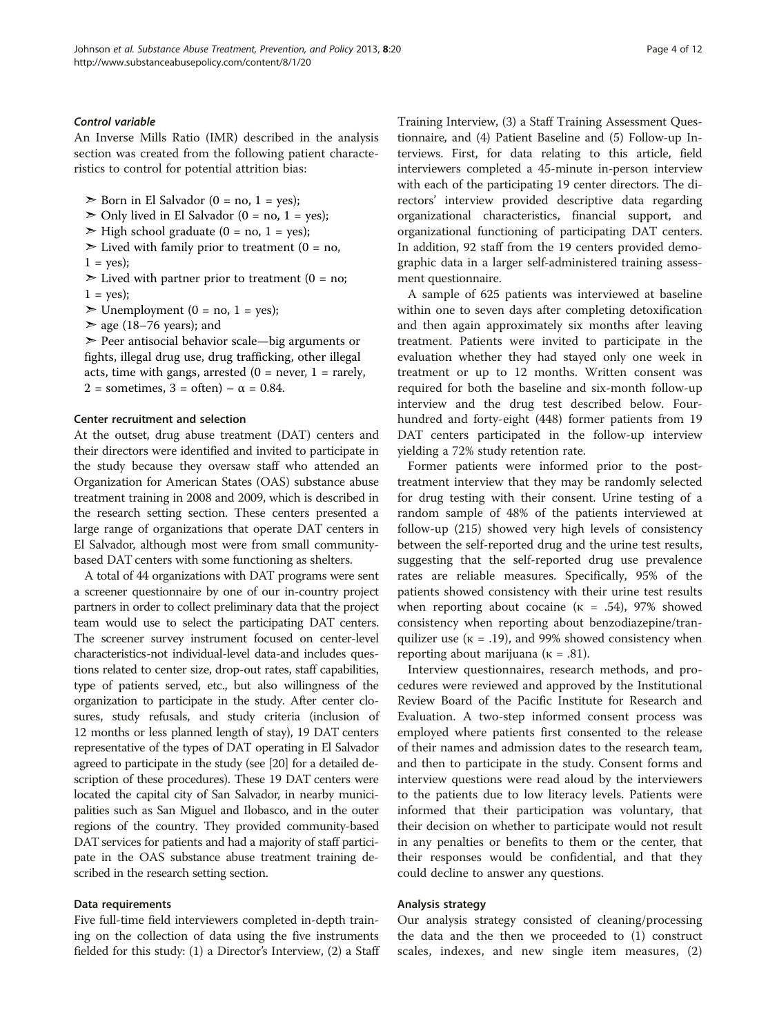#### *Control variable*

An Inverse Mills Ratio (IMR) described in the analysis section was created from the following patient characteristics to control for potential attrition bias:

- ➢ Born in El Salvador (0 = no, 1 = yes);
- ➢ Only lived in El Salvador (0 = no, 1 = yes);
- ➢ High school graduate (0 = no, 1 = yes);
- ➢ Lived with family prior to treatment (0 = no, 1 = yes);
- ➢ Lived with partner prior to treatment (0 = no; 1 = yes);
- ➢ Unemployment (0 = no, 1 = yes);
- ➢ age (18–76 years); and
- ➢ Peer antisocial behavior scale—big arguments or fights, illegal drug use, drug trafficking, other illegal acts, time with gangs, arrested (0 = never, 1 = rarely, 2 = sometimes, 3 = often) – α = 0.84.

### Center recruitment and selection

At the outset, drug abuse treatment (DAT) centers and their directors were identified and invited to participate in the study because they oversaw staff who attended an Organization for American States (OAS) substance abuse treatment training in 2008 and 2009, which is described in the research setting section. These centers presented a large range of organizations that operate DAT centers in El Salvador, although most were from small community-based DAT centers with some functioning as shelters.

A total of 44 organizations with DAT programs were sent a screener questionnaire by one of our in-country project partners in order to collect preliminary data that the project team would use to select the participating DAT centers. The screener survey instrument focused on center-level characteristics-not individual-level data-and includes questions related to center size, drop-out rates, staff capabilities, type of patients served, etc., but also willingness of the organization to participate in the study. After center closures, study refusals, and study criteria (inclusion of 12 months or less planned length of stay), 19 DAT centers representative of the types of DAT operating in El Salvador agreed to participate in the study (see [20] for a detailed description of these procedures). These 19 DAT centers were located the capital city of San Salvador, in nearby municipalities such as San Miguel and Ilobasco, and in the outer regions of the country. They provided community-based DAT services for patients and had a majority of staff participate in the OAS substance abuse treatment training described in the research setting section.

### Data requirements

Five full-time field interviewers completed in-depth training on the collection of data using the five instruments fielded for this study: (1) a Director's Interview, (2) a Staff Training Interview, (3) a Staff Training Assessment Questionnaire, and (4) Patient Baseline and (5) Follow-up Interviews. First, for data relating to this article, field interviewers completed a 45-minute in-person interview with each of the participating 19 center directors. The directors' interview provided descriptive data regarding organizational characteristics, financial support, and organizational functioning of participating DAT centers. In addition, 92 staff from the 19 centers provided demographic data in a larger self-administered training assessment questionnaire.

A sample of 625 patients was interviewed at baseline within one to seven days after completing detoxification and then again approximately six months after leaving treatment. Patients were invited to participate in the evaluation whether they had stayed only one week in treatment or up to 12 months. Written consent was required for both the baseline and six-month follow-up interview and the drug test described below. Four-hundred and forty-eight (448) former patients from 19 DAT centers participated in the follow-up interview yielding a 72% study retention rate.

Former patients were informed prior to the post-treatment interview that they may be randomly selected for drug testing with their consent. Urine testing of a random sample of 48% of the patients interviewed at follow-up (215) showed very high levels of consistency between the self-reported drug and the urine test results, suggesting that the self-reported drug use prevalence rates are reliable measures. Specifically, 95% of the patients showed consistency with their urine test results when reporting about cocaine (κ = .54), 97% showed consistency when reporting about benzodiazepine/tranquilizer use (κ = .19), and 99% showed consistency when reporting about marijuana (κ = .81).

Interview questionnaires, research methods, and procedures were reviewed and approved by the Institutional Review Board of the Pacific Institute for Research and Evaluation. A two-step informed consent process was employed where patients first consented to the release of their names and admission dates to the research team, and then to participate in the study. Consent forms and interview questions were read aloud by the interviewers to the patients due to low literacy levels. Patients were informed that their participation was voluntary, that their decision on whether to participate would not result in any penalties or benefits to them or the center, that their responses would be confidential, and that they could decline to answer any questions.

### Analysis strategy

Our analysis strategy consisted of cleaning/processing the data and the then we proceeded to (1) construct scales, indexes, and new single item measures, (2)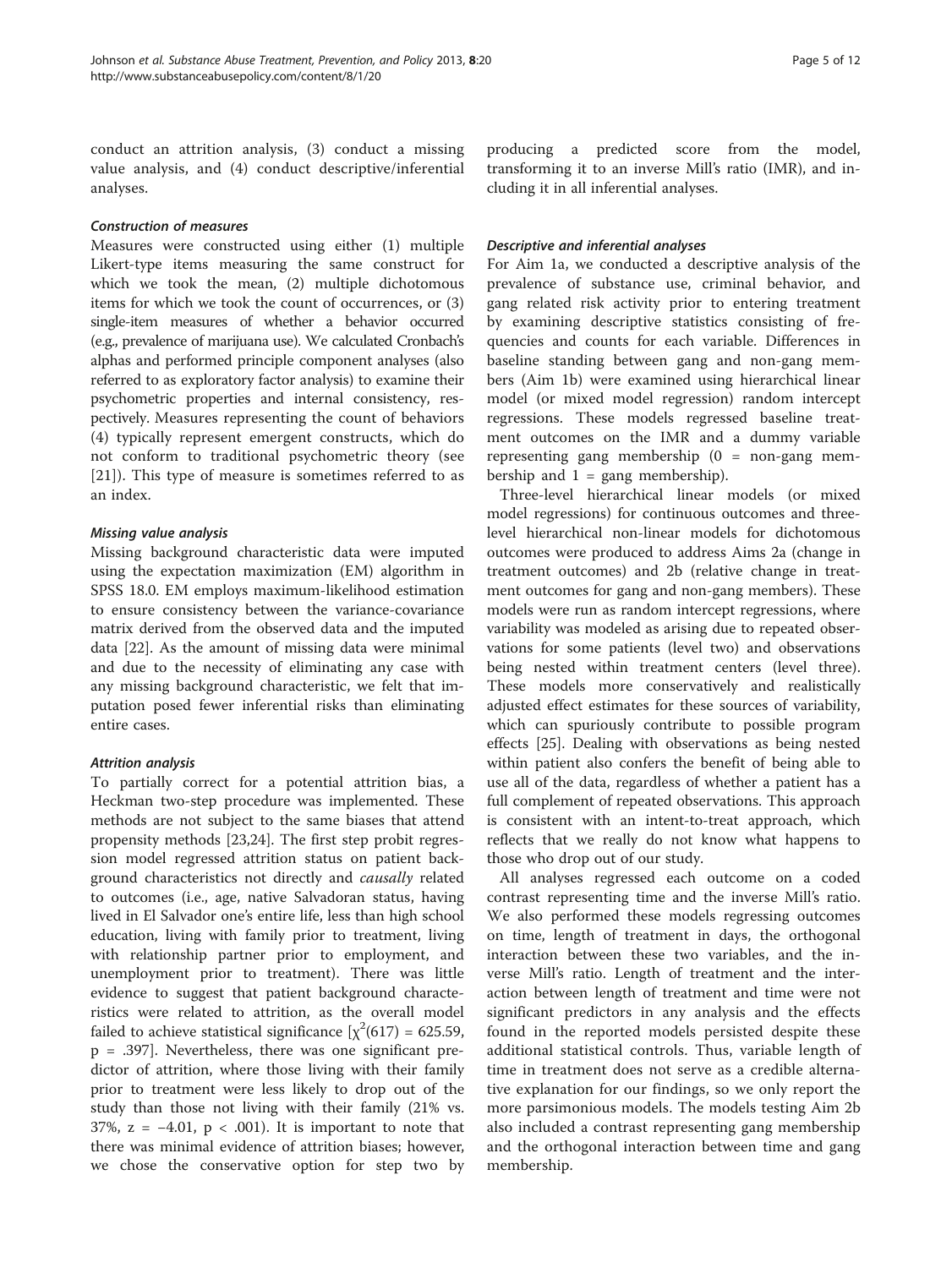conduct an attrition analysis, (3) conduct a missing value analysis, and (4) conduct descriptive/inferential analyses.

#### *Construction of measures*

Measures were constructed using either (1) multiple Likert-type items measuring the same construct for which we took the mean, (2) multiple dichotomous items for which we took the count of occurrences, or (3) single-item measures of whether a behavior occurred (e.g., prevalence of marijuana use). We calculated Cronbach's alphas and performed principle component analyses (also referred to as exploratory factor analysis) to examine their psychometric properties and internal consistency, respectively. Measures representing the count of behaviors (4) typically represent emergent constructs, which do not conform to traditional psychometric theory (see [21]). This type of measure is sometimes referred to as an index.

#### *Missing value analysis*

Missing background characteristic data were imputed using the expectation maximization (EM) algorithm in SPSS 18.0. EM employs maximum-likelihood estimation to ensure consistency between the variance-covariance matrix derived from the observed data and the imputed data [22]. As the amount of missing data were minimal and due to the necessity of eliminating any case with any missing background characteristic, we felt that imputation posed fewer inferential risks than eliminating entire cases.

#### *Attrition analysis*

To partially correct for a potential attrition bias, a Heckman two-step procedure was implemented. These methods are not subject to the same biases that attend propensity methods [23,24]. The first step probit regression model regressed attrition status on patient background characteristics not directly and *causally* related to outcomes (i.e., age, native Salvadoran status, having lived in El Salvador one's entire life, less than high school education, living with family prior to treatment, living with relationship partner prior to employment, and unemployment prior to treatment). There was little evidence to suggest that patient background characteristics were related to attrition, as the overall model failed to achieve statistical significance [$\chi^2(617) = 625.59$, $p = .397$]. Nevertheless, there was one significant predictor of attrition, where those living with their family prior to treatment were less likely to drop out of the study than those not living with their family (21% vs. 37%, $z = -4.01$, $p < .001$). It is important to note that there was minimal evidence of attrition biases; however, we chose the conservative option for step two by producing a predicted score from the model, transforming it to an inverse Mill's ratio (IMR), and including it in all inferential analyses.

#### *Descriptive and inferential analyses*

For Aim 1a, we conducted a descriptive analysis of the prevalence of substance use, criminal behavior, and gang related risk activity prior to entering treatment by examining descriptive statistics consisting of frequencies and counts for each variable. Differences in baseline standing between gang and non-gang members (Aim 1b) were examined using hierarchical linear model (or mixed model regression) random intercept regressions. These models regressed baseline treatment outcomes on the IMR and a dummy variable representing gang membership (0 = non-gang membership and 1 = gang membership).

Three-level hierarchical linear models (or mixed model regressions) for continuous outcomes and three-level hierarchical non-linear models for dichotomous outcomes were produced to address Aims 2a (change in treatment outcomes) and 2b (relative change in treatment outcomes for gang and non-gang members). These models were run as random intercept regressions, where variability was modeled as arising due to repeated observations for some patients (level two) and observations being nested within treatment centers (level three). These models more conservatively and realistically adjusted effect estimates for these sources of variability, which can spuriously contribute to possible program effects [25]. Dealing with observations as being nested within patient also confers the benefit of being able to use all of the data, regardless of whether a patient has a full complement of repeated observations. This approach is consistent with an intent-to-treat approach, which reflects that we really do not know what happens to those who drop out of our study.

All analyses regressed each outcome on a coded contrast representing time and the inverse Mill's ratio. We also performed these models regressing outcomes on time, length of treatment in days, the orthogonal interaction between these two variables, and the inverse Mill's ratio. Length of treatment and the interaction between length of treatment and time were not significant predictors in any analysis and the effects found in the reported models persisted despite these additional statistical controls. Thus, variable length of time in treatment does not serve as a credible alternative explanation for our findings, so we only report the more parsimonious models. The models testing Aim 2b also included a contrast representing gang membership and the orthogonal interaction between time and gang membership.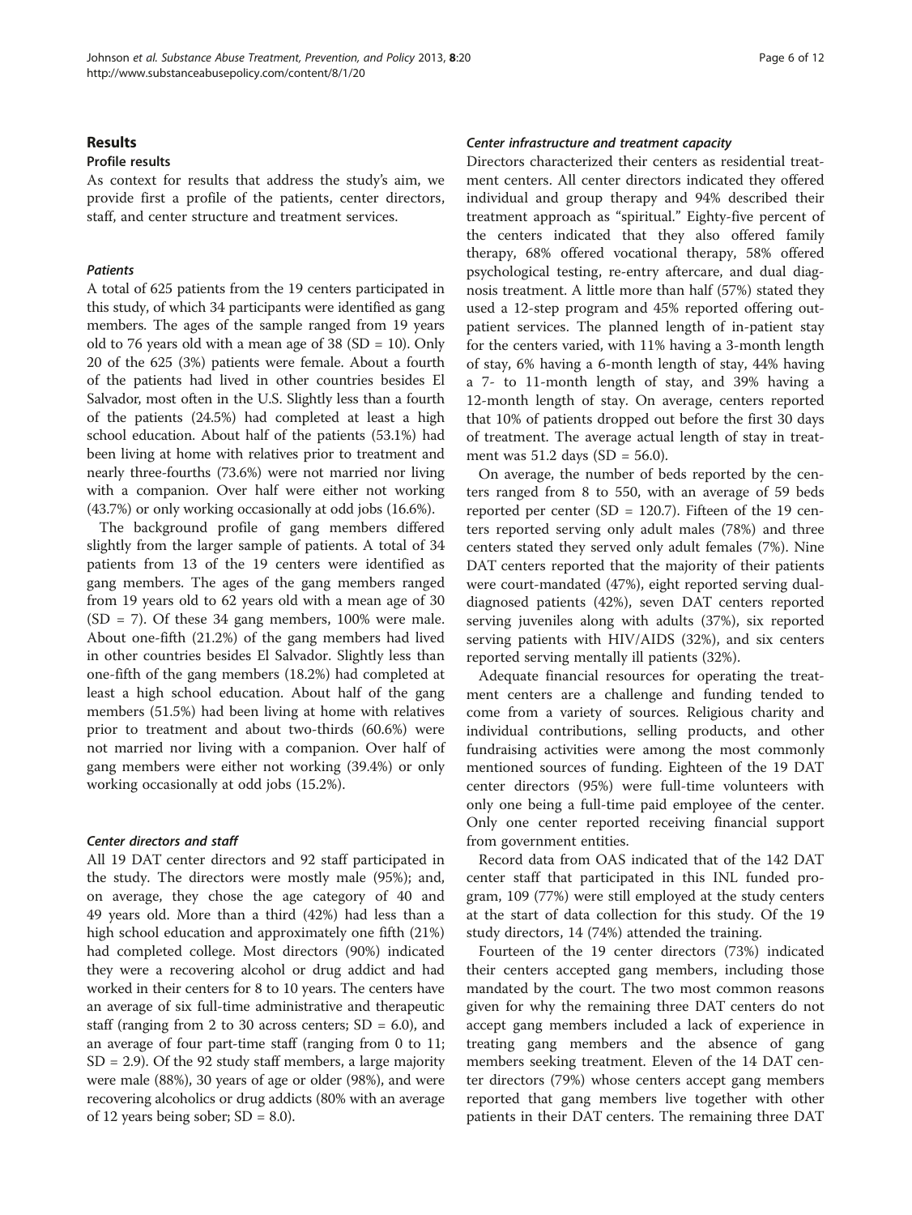## Results

### Profile results

As context for results that address the study's aim, we provide first a profile of the patients, center directors, staff, and center structure and treatment services.

#### *Patients*

A total of 625 patients from the 19 centers participated in this study, of which 34 participants were identified as gang members. The ages of the sample ranged from 19 years old to 76 years old with a mean age of 38 (SD = 10). Only 20 of the 625 (3%) patients were female. About a fourth of the patients had lived in other countries besides El Salvador, most often in the U.S. Slightly less than a fourth of the patients (24.5%) had completed at least a high school education. About half of the patients (53.1%) had been living at home with relatives prior to treatment and nearly three-fourths (73.6%) were not married nor living with a companion. Over half were either not working (43.7%) or only working occasionally at odd jobs (16.6%).

The background profile of gang members differed slightly from the larger sample of patients. A total of 34 patients from 13 of the 19 centers were identified as gang members. The ages of the gang members ranged from 19 years old to 62 years old with a mean age of 30 (SD = 7). Of these 34 gang members, 100% were male. About one-fifth (21.2%) of the gang members had lived in other countries besides El Salvador. Slightly less than one-fifth of the gang members (18.2%) had completed at least a high school education. About half of the gang members (51.5%) had been living at home with relatives prior to treatment and about two-thirds (60.6%) were not married nor living with a companion. Over half of gang members were either not working (39.4%) or only working occasionally at odd jobs (15.2%).

#### *Center directors and staff*

All 19 DAT center directors and 92 staff participated in the study. The directors were mostly male (95%); and, on average, they chose the age category of 40 and 49 years old. More than a third (42%) had less than a high school education and approximately one fifth (21%) had completed college. Most directors (90%) indicated they were a recovering alcohol or drug addict and had worked in their centers for 8 to 10 years. The centers have an average of six full-time administrative and therapeutic staff (ranging from 2 to 30 across centers; SD = 6.0), and an average of four part-time staff (ranging from 0 to 11; SD = 2.9). Of the 92 study staff members, a large majority were male (88%), 30 years of age or older (98%), and were recovering alcoholics or drug addicts (80% with an average of 12 years being sober; SD = 8.0).

#### *Center infrastructure and treatment capacity*

Directors characterized their centers as residential treatment centers. All center directors indicated they offered individual and group therapy and 94% described their treatment approach as "spiritual." Eighty-five percent of the centers indicated that they also offered family therapy, 68% offered vocational therapy, 58% offered psychological testing, re-entry aftercare, and dual diagnosis treatment. A little more than half (57%) stated they used a 12-step program and 45% reported offering outpatient services. The planned length of in-patient stay for the centers varied, with 11% having a 3-month length of stay, 6% having a 6-month length of stay, 44% having a 7- to 11-month length of stay, and 39% having a 12-month length of stay. On average, centers reported that 10% of patients dropped out before the first 30 days of treatment. The average actual length of stay in treatment was 51.2 days (SD = 56.0).

On average, the number of beds reported by the centers ranged from 8 to 550, with an average of 59 beds reported per center (SD = 120.7). Fifteen of the 19 centers reported serving only adult males (78%) and three centers stated they served only adult females (7%). Nine DAT centers reported that the majority of their patients were court-mandated (47%), eight reported serving dual-diagnosed patients (42%), seven DAT centers reported serving juveniles along with adults (37%), six reported serving patients with HIV/AIDS (32%), and six centers reported serving mentally ill patients (32%).

Adequate financial resources for operating the treatment centers are a challenge and funding tended to come from a variety of sources. Religious charity and individual contributions, selling products, and other fundraising activities were among the most commonly mentioned sources of funding. Eighteen of the 19 DAT center directors (95%) were full-time volunteers with only one being a full-time paid employee of the center. Only one center reported receiving financial support from government entities.

Record data from OAS indicated that of the 142 DAT center staff that participated in this INL funded program, 109 (77%) were still employed at the study centers at the start of data collection for this study. Of the 19 study directors, 14 (74%) attended the training.

Fourteen of the 19 center directors (73%) indicated their centers accepted gang members, including those mandated by the court. The two most common reasons given for why the remaining three DAT centers do not accept gang members included a lack of experience in treating gang members and the absence of gang members seeking treatment. Eleven of the 14 DAT center directors (79%) whose centers accept gang members reported that gang members live together with other patients in their DAT centers. The remaining three DAT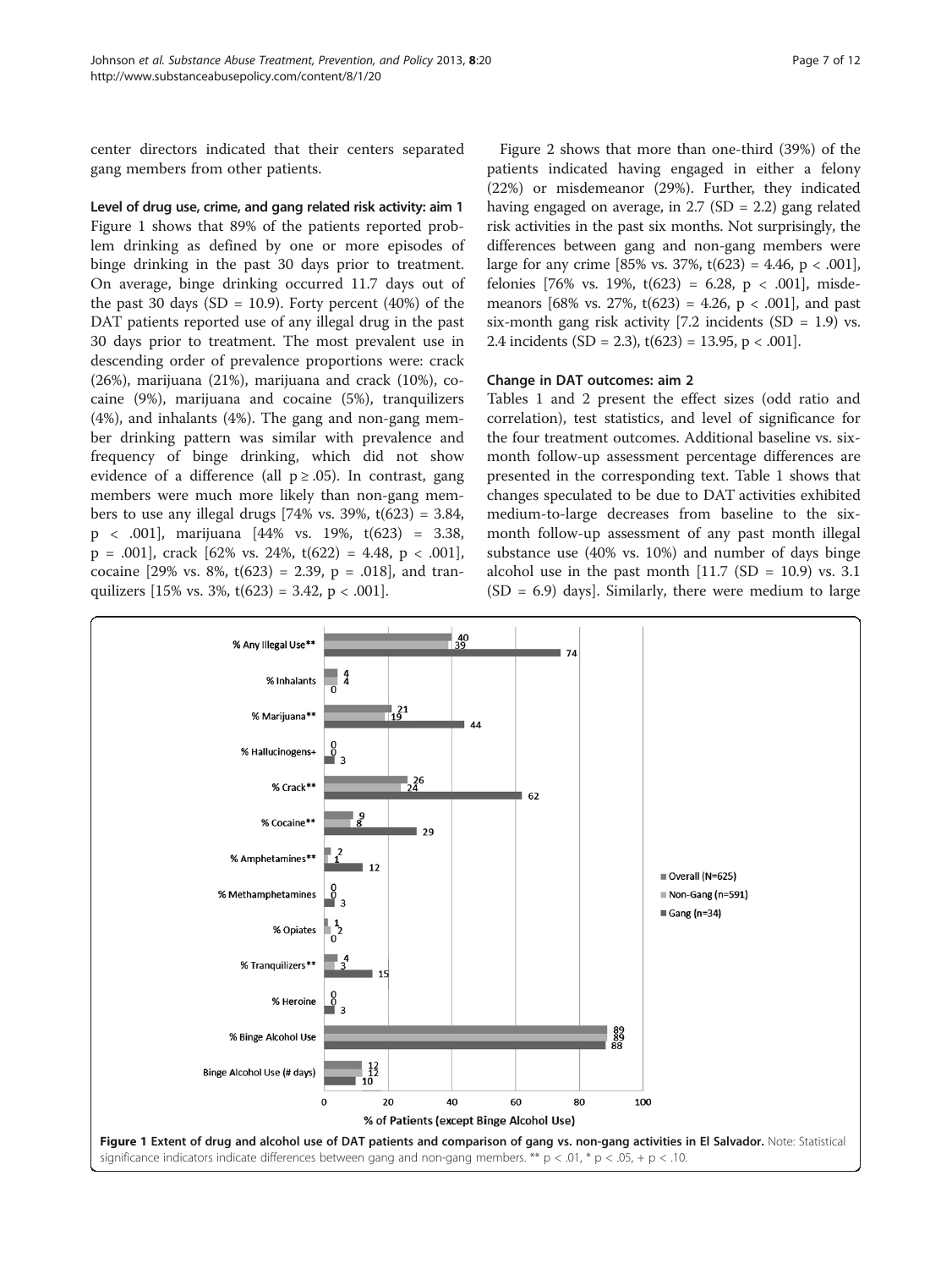center directors indicated that their centers separated gang members from other patients.

**Level of drug use, crime, and gang related risk activity: aim 1**

Figure 1 shows that 89% of the patients reported problem drinking as defined by one or more episodes of binge drinking in the past 30 days prior to treatment. On average, binge drinking occurred 11.7 days out of the past 30 days (SD = 10.9). Forty percent (40%) of the DAT patients reported use of any illegal drug in the past 30 days prior to treatment. The most prevalent use in descending order of prevalence proportions were: crack (26%), marijuana (21%), marijuana and crack (10%), cocaine (9%), marijuana and cocaine (5%), tranquilizers (4%), and inhalants (4%). The gang and non-gang member drinking pattern was similar with prevalence and frequency of binge drinking, which did not show evidence of a difference (all $p \geq .05$). In contrast, gang members were much more likely than non-gang members to use any illegal drugs [74% vs. 39%, $t(623) = 3.84$, $p < .001$], marijuana [44% vs. 19%, $t(623) = 3.38$, $p = .001$], crack [62% vs. 24%, $t(622) = 4.48$, $p < .001$], cocaine [29% vs. 8%, $t(623) = 2.39$, $p = .018$], and tranquilizers [15% vs. 3%, $t(623) = 3.42$, $p < .001$].

Figure 2 shows that more than one-third (39%) of the patients indicated having engaged in either a felony (22%) or misdemeanor (29%). Further, they indicated having engaged on average, in 2.7 (SD = 2.2) gang related risk activities in the past six months. Not surprisingly, the differences between gang and non-gang members were large for any crime [85% vs. 37%, $t(623) = 4.46$, $p < .001$], felonies [76% vs. 19%, $t(623) = 6.28$, $p < .001$], misdemeanors [68% vs. 27%, $t(623) = 4.26$, $p < .001$], and past six-month gang risk activity [7.2 incidents (SD = 1.9) vs. 2.4 incidents (SD = 2.3), $t(623) = 13.95$, $p < .001$].

**Change in DAT outcomes: aim 2**

Tables 1 and 2 present the effect sizes (odd ratio and correlation), test statistics, and level of significance for the four treatment outcomes. Additional baseline vs. six-month follow-up assessment percentage differences are presented in the corresponding text. Table 1 shows that changes speculated to be due to DAT activities exhibited medium-to-large decreases from baseline to the six-month follow-up assessment of any past month illegal substance use (40% vs. 10%) and number of days binge alcohol use in the past month [11.7 (SD = 10.9) vs. 3.1 (SD = 6.9) days]. Similarly, there were medium to large

% Any Illegal Use** 40 39 74
% Inhalants 4 4 0
% Marijuana** 21 19 44
% Hallucinogens+ 0 0 3
% Crack** 26 24 62
% Cocaine** 9 8 29
% Amphetamines** 2 1 12
% Methamphetamines 0 0 3
% Opiates 1 2 0
% Tranquilizers** 4 3 15
% Heroine 0 0 3
% Binge Alcohol Use 89 89 88
Binge Alcohol Use (# days) 12 12 10

0 20 40 60 80 100

% of Patients (except Binge Alcohol Use)

Overall (N=625)
Non-Gang (n=591)
Gang (n=34)

**Figure 1 Extent of drug and alcohol use of DAT patients and comparison of gang vs. non-gang activities in El Salvador.** Note: Statistical significance indicators indicate differences between gang and non-gang members. ** $p < .01$, * $p < .05$, + $p < .10$.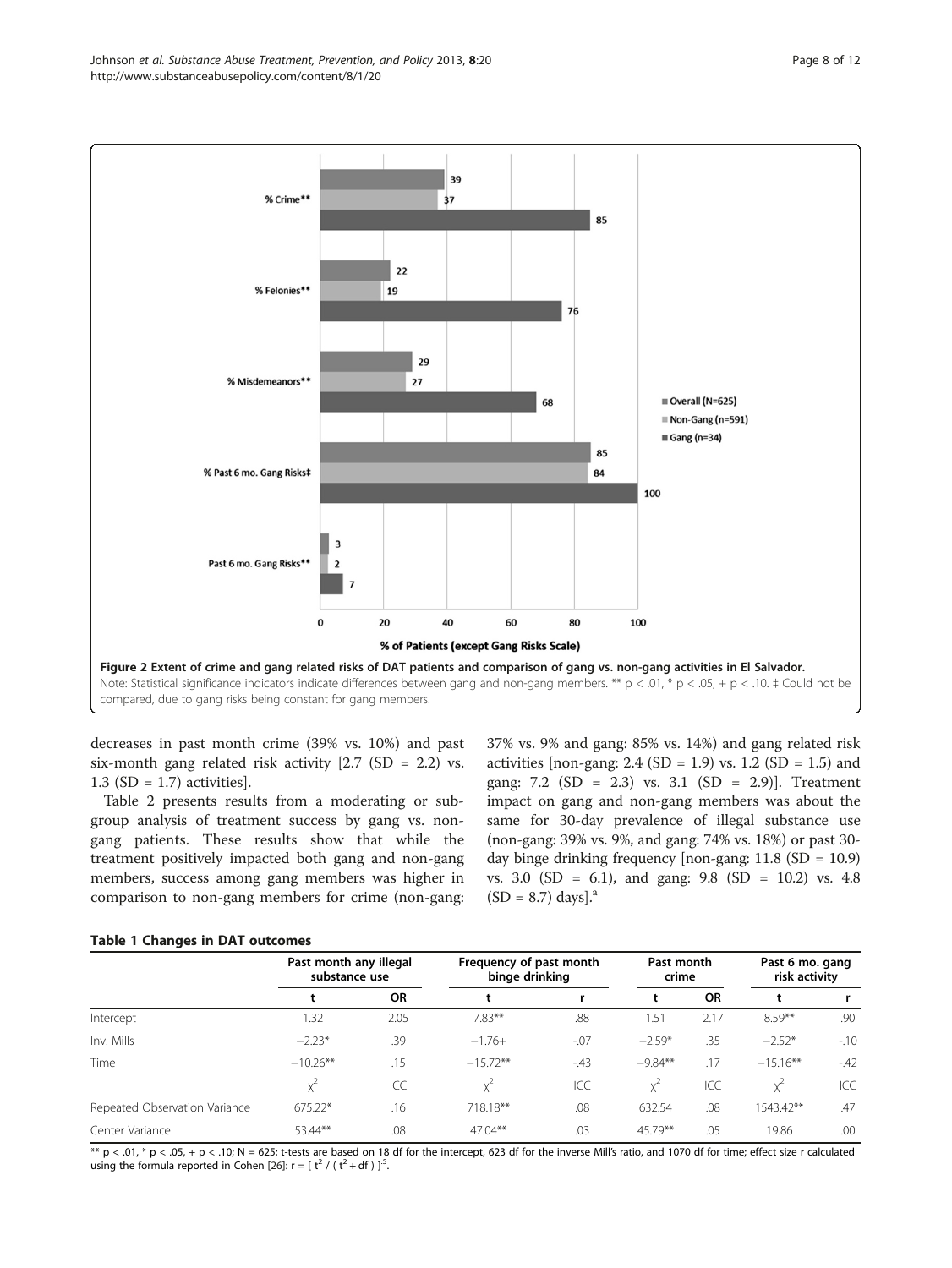% Crime**

39

37

85

% Felonies**

22

19

76

% Misdemeanors**

29

27

68

% Past 6 mo. Gang Risks‡

85

84

100

Past 6 mo. Gang Risks**

3

2

7

0 20 40 60 80 100

% of Patients (except Gang Risks Scale)

Overall (N=625)

Non-Gang (n=591)

Gang (n=34)

**Figure 2** Extent of crime and gang related risks of DAT patients and comparison of gang vs. non-gang activities in El Salvador.
Note: Statistical significance indicators indicate differences between gang and non-gang members. ** p < .01, * p < .05, + p < .10. ‡ Could not be compared, due to gang risks being constant for gang members.

decreases in past month crime (39% vs. 10%) and past six-month gang related risk activity [2.7 (SD = 2.2) vs. 1.3 (SD = 1.7) activities].

Table 2 presents results from a moderating or subgroup analysis of treatment success by gang vs. non-gang patients. These results show that while the treatment positively impacted both gang and non-gang members, success among gang members was higher in comparison to non-gang members for crime (non-gang: 37% vs. 9% and gang: 85% vs. 14%) and gang related risk activities [non-gang: 2.4 (SD = 1.9) vs. 1.2 (SD = 1.5) and gang: 7.2 (SD = 2.3) vs. 3.1 (SD = 2.9)]. Treatment impact on gang and non-gang members was about the same for 30-day prevalence of illegal substance use (non-gang: 39% vs. 9%, and gang: 74% vs. 18%) or past 30-day binge drinking frequency [non-gang: 11.8 (SD = 10.9) vs. 3.0 (SD = 6.1), and gang: 9.8 (SD = 10.2) vs. 4.8 (SD = 8.7) days].[a]

**Table 1 Changes in DAT outcomes**

| | Past month any illegal substance use | | Frequency of past month binge drinking | | Past month crime | | Past 6 mo. gang risk activity | |
|---|---|---|---|---|---|---|---|---|
| | t | OR | t | r | t | OR | t | r |
| Intercept | 1.32 | 2.05 | 7.83** | .88 | 1.51 | 2.17 | 8.59** | .90 |
| Inv. Mills | −2.23* | .39 | −1.76+ | -.07 | −2.59* | .35 | −2.52* | -.10 |
| Time | −10.26** | .15 | −15.72** | -.43 | −9.84** | .17 | −15.16** | -.42 |
| | $\chi^2$ | ICC | $\chi^2$ | ICC | $\chi^2$ | ICC | $\chi^2$ | ICC |
| Repeated Observation Variance | 675.22* | .16 | 718.18** | .08 | 632.54 | .08 | 1543.42** | .47 |
| Center Variance | 53.44** | .08 | 47.04** | .03 | 45.79** | .05 | 19.86 | .00 |

** p < .01, * p < .05, + p < .10; N = 625; t-tests are based on 18 df for the intercept, 623 df for the inverse Mill's ratio, and 1070 df for time; effect size r calculated using the formula reported in Cohen [26]: $r = [\, t^2 / ( t^2 + df )\, ]^{.5}$.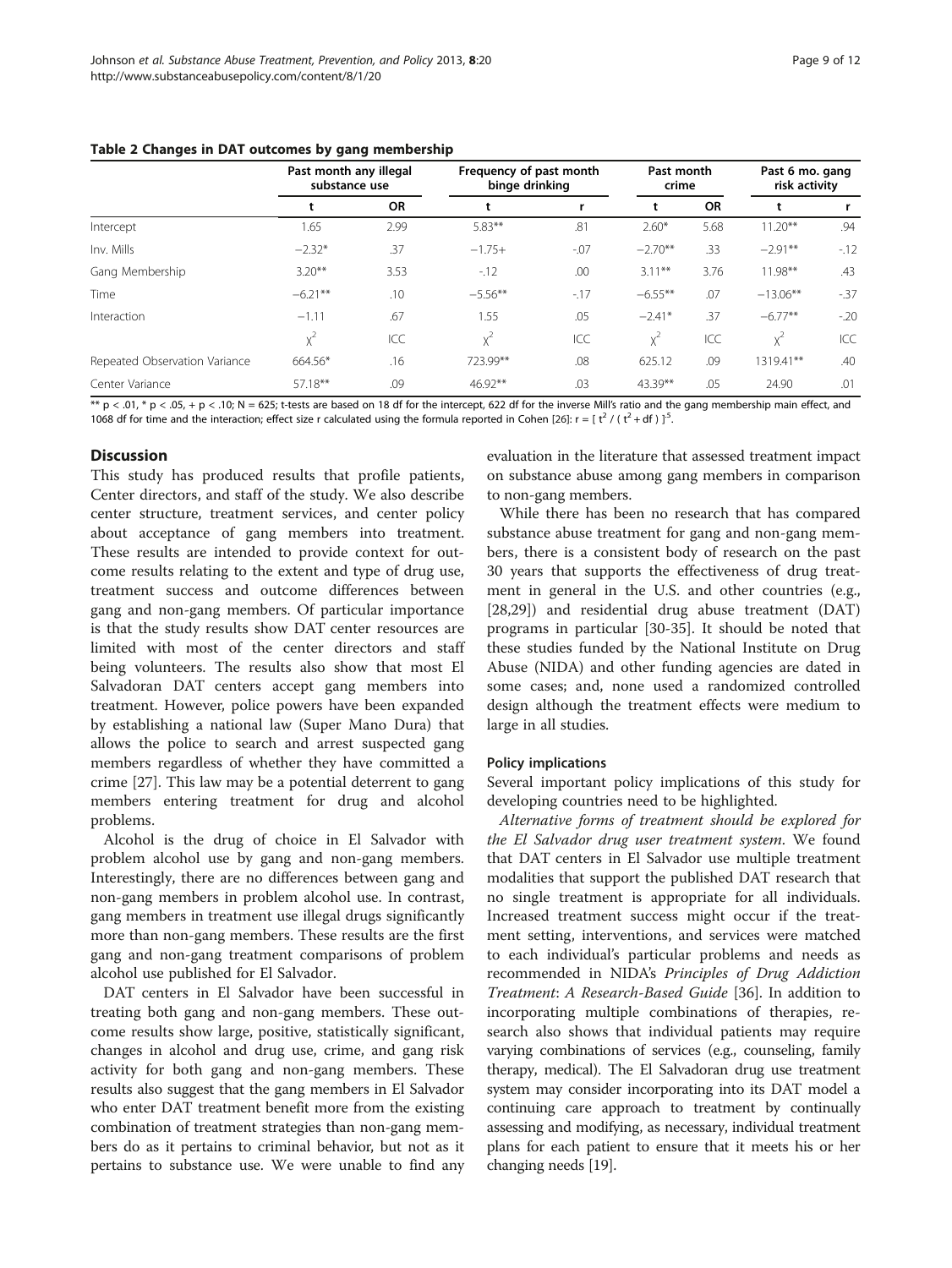**Table 2 Changes in DAT outcomes by gang membership**

| | Past month any illegal substance use | | Frequency of past month binge drinking | | Past month crime | | Past 6 mo. gang risk activity | |
|---|---|---|---|---|---|---|---|---|
| | t | OR | t | r | t | OR | t | r |
| Intercept | 1.65 | 2.99 | 5.83** | .81 | 2.60* | 5.68 | 11.20** | .94 |
| Inv. Mills | −2.32* | .37 | −1.75+ | -.07 | −2.70** | .33 | −2.91** | -.12 |
| Gang Membership | 3.20** | 3.53 | -.12 | .00 | 3.11** | 3.76 | 11.98** | .43 |
| Time | −6.21** | .10 | −5.56** | -.17 | −6.55** | .07 | −13.06** | -.37 |
| Interaction | −1.11 | .67 | 1.55 | .05 | −2.41* | .37 | −6.77** | -.20 |
| | $\chi^2$ | ICC | $\chi^2$ | ICC | $\chi^2$ | ICC | $\chi^2$ | ICC |
| Repeated Observation Variance | 664.56* | .16 | 723.99** | .08 | 625.12 | .09 | 1319.41** | .40 |
| Center Variance | 57.18** | .09 | 46.92** | .03 | 43.39** | .05 | 24.90 | .01 |

** p < .01, * p < .05, + p < .10; N = 625; t-tests are based on 18 df for the intercept, 622 df for the inverse Mill's ratio and the gang membership main effect, and 1068 df for time and the interaction; effect size r calculated using the formula reported in Cohen [26]: $r = [\, t^2 / (\, t^2 + df \,)\, ]^{.5}$.

## Discussion

This study has produced results that profile patients, Center directors, and staff of the study. We also describe center structure, treatment services, and center policy about acceptance of gang members into treatment. These results are intended to provide context for outcome results relating to the extent and type of drug use, treatment success and outcome differences between gang and non-gang members. Of particular importance is that the study results show DAT center resources are limited with most of the center directors and staff being volunteers. The results also show that most El Salvadoran DAT centers accept gang members into treatment. However, police powers have been expanded by establishing a national law (Super Mano Dura) that allows the police to search and arrest suspected gang members regardless of whether they have committed a crime [27]. This law may be a potential deterrent to gang members entering treatment for drug and alcohol problems.

Alcohol is the drug of choice in El Salvador with problem alcohol use by gang and non-gang members. Interestingly, there are no differences between gang and non-gang members in problem alcohol use. In contrast, gang members in treatment use illegal drugs significantly more than non-gang members. These results are the first gang and non-gang treatment comparisons of problem alcohol use published for El Salvador.

DAT centers in El Salvador have been successful in treating both gang and non-gang members. These outcome results show large, positive, statistically significant, changes in alcohol and drug use, crime, and gang risk activity for both gang and non-gang members. These results also suggest that the gang members in El Salvador who enter DAT treatment benefit more from the existing combination of treatment strategies than non-gang members do as it pertains to criminal behavior, but not as it pertains to substance use. We were unable to find any evaluation in the literature that assessed treatment impact on substance abuse among gang members in comparison to non-gang members.

While there has been no research that has compared substance abuse treatment for gang and non-gang members, there is a consistent body of research on the past 30 years that supports the effectiveness of drug treatment in general in the U.S. and other countries (e.g., [28,29]) and residential drug abuse treatment (DAT) programs in particular [30-35]. It should be noted that these studies funded by the National Institute on Drug Abuse (NIDA) and other funding agencies are dated in some cases; and, none used a randomized controlled design although the treatment effects were medium to large in all studies.

### Policy implications

Several important policy implications of this study for developing countries need to be highlighted.

*Alternative forms of treatment should be explored for the El Salvador drug user treatment system.* We found that DAT centers in El Salvador use multiple treatment modalities that support the published DAT research that no single treatment is appropriate for all individuals. Increased treatment success might occur if the treatment setting, interventions, and services were matched to each individual's particular problems and needs as recommended in NIDA's *Principles of Drug Addiction Treatment: A Research-Based Guide* [36]. In addition to incorporating multiple combinations of therapies, research also shows that individual patients may require varying combinations of services (e.g., counseling, family therapy, medical). The El Salvadoran drug use treatment system may consider incorporating into its DAT model a continuing care approach to treatment by continually assessing and modifying, as necessary, individual treatment plans for each patient to ensure that it meets his or her changing needs [19].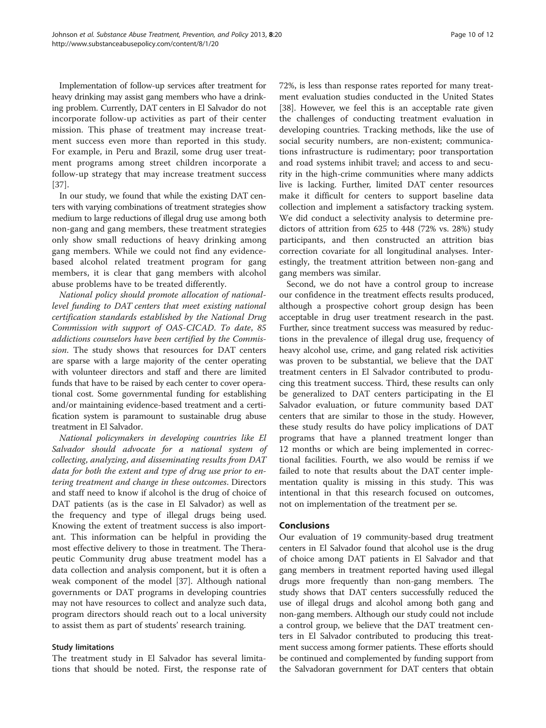Implementation of follow-up services after treatment for heavy drinking may assist gang members who have a drinking problem. Currently, DAT centers in El Salvador do not incorporate follow-up activities as part of their center mission. This phase of treatment may increase treatment success even more than reported in this study. For example, in Peru and Brazil, some drug user treatment programs among street children incorporate a follow-up strategy that may increase treatment success [37].

In our study, we found that while the existing DAT centers with varying combinations of treatment strategies show medium to large reductions of illegal drug use among both non-gang and gang members, these treatment strategies only show small reductions of heavy drinking among gang members. While we could not find any evidence-based alcohol related treatment program for gang members, it is clear that gang members with alcohol abuse problems have to be treated differently.

*National policy should promote allocation of national-level funding to DAT centers that meet existing national certification standards established by the National Drug Commission with support of OAS-CICAD. To date, 85 addictions counselors have been certified by the Commission.* The study shows that resources for DAT centers are sparse with a large majority of the center operating with volunteer directors and staff and there are limited funds that have to be raised by each center to cover operational cost. Some governmental funding for establishing and/or maintaining evidence-based treatment and a certification system is paramount to sustainable drug abuse treatment in El Salvador.

*National policymakers in developing countries like El Salvador should advocate for a national system of collecting, analyzing, and disseminating results from DAT data for both the extent and type of drug use prior to entering treatment and change in these outcomes*. Directors and staff need to know if alcohol is the drug of choice of DAT patients (as is the case in El Salvador) as well as the frequency and type of illegal drugs being used. Knowing the extent of treatment success is also important. This information can be helpful in providing the most effective delivery to those in treatment. The Therapeutic Community drug abuse treatment model has a data collection and analysis component, but it is often a weak component of the model [37]. Although national governments or DAT programs in developing countries may not have resources to collect and analyze such data, program directors should reach out to a local university to assist them as part of students' research training.

### Study limitations

The treatment study in El Salvador has several limitations that should be noted. First, the response rate of 72%, is less than response rates reported for many treatment evaluation studies conducted in the United States [38]. However, we feel this is an acceptable rate given the challenges of conducting treatment evaluation in developing countries. Tracking methods, like the use of social security numbers, are non-existent; communications infrastructure is rudimentary; poor transportation and road systems inhibit travel; and access to and security in the high-crime communities where many addicts live is lacking. Further, limited DAT center resources make it difficult for centers to support baseline data collection and implement a satisfactory tracking system. We did conduct a selectivity analysis to determine predictors of attrition from 625 to 448 (72% vs. 28%) study participants, and then constructed an attrition bias correction covariate for all longitudinal analyses. Interestingly, the treatment attrition between non-gang and gang members was similar.

Second, we do not have a control group to increase our confidence in the treatment effects results produced, although a prospective cohort group design has been acceptable in drug user treatment research in the past. Further, since treatment success was measured by reductions in the prevalence of illegal drug use, frequency of heavy alcohol use, crime, and gang related risk activities was proven to be substantial, we believe that the DAT treatment centers in El Salvador contributed to producing this treatment success. Third, these results can only be generalized to DAT centers participating in the El Salvador evaluation, or future community based DAT centers that are similar to those in the study. However, these study results do have policy implications of DAT programs that have a planned treatment longer than 12 months or which are being implemented in correctional facilities. Fourth, we also would be remiss if we failed to note that results about the DAT center implementation quality is missing in this study. This was intentional in that this research focused on outcomes, not on implementation of the treatment per se.

## Conclusions

Our evaluation of 19 community-based drug treatment centers in El Salvador found that alcohol use is the drug of choice among DAT patients in El Salvador and that gang members in treatment reported having used illegal drugs more frequently than non-gang members. The study shows that DAT centers successfully reduced the use of illegal drugs and alcohol among both gang and non-gang members. Although our study could not include a control group, we believe that the DAT treatment centers in El Salvador contributed to producing this treatment success among former patients. These efforts should be continued and complemented by funding support from the Salvadoran government for DAT centers that obtain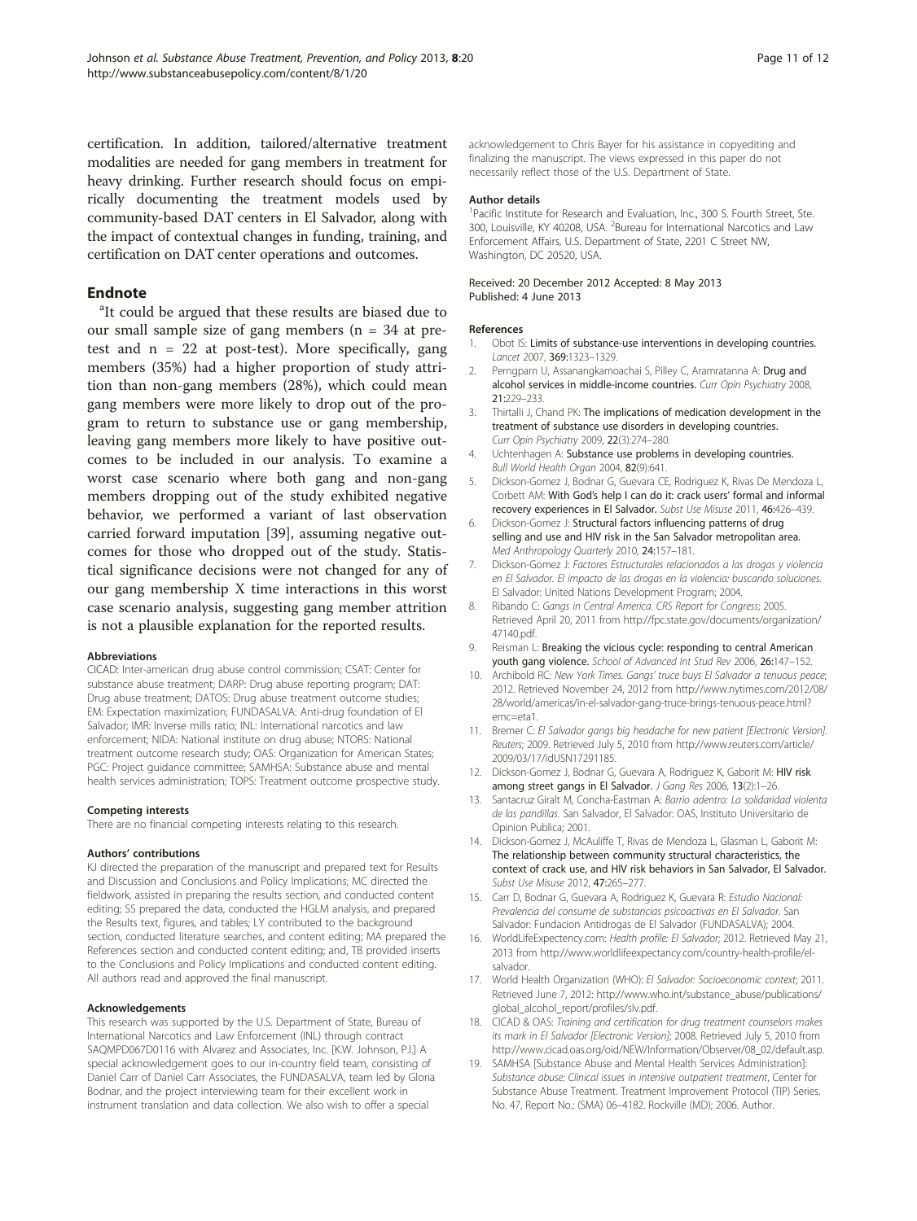certification. In addition, tailored/alternative treatment modalities are needed for gang members in treatment for heavy drinking. Further research should focus on empirically documenting the treatment models used by community-based DAT centers in El Salvador, along with the impact of contextual changes in funding, training, and certification on DAT center operations and outcomes.

## Endnote

[a]It could be argued that these results are biased due to our small sample size of gang members (n = 34 at pretest and n = 22 at post-test). More specifically, gang members (35%) had a higher proportion of study attrition than non-gang members (28%), which could mean gang members were more likely to drop out of the program to return to substance use or gang membership, leaving gang members more likely to have positive outcomes to be included in our analysis. To examine a worst case scenario where both gang and non-gang members dropping out of the study exhibited negative behavior, we performed a variant of last observation carried forward imputation [39], assuming negative outcomes for those who dropped out of the study. Statistical significance decisions were not changed for any of our gang membership X time interactions in this worst case scenario analysis, suggesting gang member attrition is not a plausible explanation for the reported results.

#### Abbreviations

CICAD: Inter-american drug abuse control commission; CSAT: Center for substance abuse treatment; DARP: Drug abuse reporting program; DAT: Drug abuse treatment; DATOS: Drug abuse treatment outcome studies; EM: Expectation maximization; FUNDASALVA: Anti-drug foundation of El Salvador; IMR: Inverse mills ratio; INL: International narcotics and law enforcement; NIDA: National institute on drug abuse; NTORS: National treatment outcome research study; OAS: Organization for American States; PGC: Project guidance committee; SAMHSA: Substance abuse and mental health services administration; TOPS: Treatment outcome prospective study.

#### Competing interests

There are no financial competing interests relating to this research.

#### Authors' contributions

KJ directed the preparation of the manuscript and prepared text for Results and Discussion and Conclusions and Policy Implications; MC directed the fieldwork, assisted in preparing the results section, and conducted content editing; SS prepared the data, conducted the HGLM analysis, and prepared the Results text, figures, and tables; LY contributed to the background section, conducted literature searches, and content editing; MA prepared the References section and conducted content editing; and, TB provided inserts to the Conclusions and Policy Implications and conducted content editing. All authors read and approved the final manuscript.

#### Acknowledgements

This research was supported by the U.S. Department of State, Bureau of International Narcotics and Law Enforcement (INL) through contract SAQMPD067D0116 with Alvarez and Associates, Inc. [K.W. Johnson, P.I.] A special acknowledgement goes to our in-country field team, consisting of Daniel Carr of Daniel Carr Associates, the FUNDASALVA, team led by Gloria Bodnar, and the project interviewing team for their excellent work in instrument translation and data collection. We also wish to offer a special acknowledgement to Chris Bayer for his assistance in copyediting and finalizing the manuscript. The views expressed in this paper do not necessarily reflect those of the U.S. Department of State.

#### Author details

[1]Pacific Institute for Research and Evaluation, Inc., 300 S. Fourth Street, Ste. 300, Louisville, KY 40208, USA. [2]Bureau for International Narcotics and Law Enforcement Affairs, U.S. Department of State, 2201 C Street NW, Washington, DC 20520, USA.

Received: 20 December 2012 Accepted: 8 May 2013
Published: 4 June 2013

#### References

1. Obot IS: **Limits of substance-use interventions in developing countries.** *Lancet* 2007, **369:**1323–1329.
2. Perngparn U, Assanangkamoachai S, Pilley C, Aramratanna A: **Drug and alcohol services in middle-income countries.** *Curr Opin Psychiatry* 2008, **21:**229–233.
3. Thirtalli J, Chand PK: **The implications of medication development in the treatment of substance use disorders in developing countries.** *Curr Opin Psychiatry* 2009, **22**(3):274–280.
4. Uchtenhagen A: **Substance use problems in developing countries.** *Bull World Health Organ* 2004, **82**(9):641.
5. Dickson-Gomez J, Bodnar G, Guevara CE, Rodriguez K, Rivas De Mendoza L, Corbett AM: **With God's help I can do it: crack users' formal and informal recovery experiences in El Salvador.** *Subst Use Misuse* 2011, **46:**426–439.
6. Dickson-Gomez J: **Structural factors influencing patterns of drug selling and use and HIV risk in the San Salvador metropolitan area.** *Med Anthropology Quarterly* 2010, **24:**157–181.
7. Dickson-Gomez J: *Factores Estructurales relacionados a las drogas y violencia en El Salvador. El impacto de las drogas en la violencia: buscando soluciones.* El Salvador: United Nations Development Program; 2004.
8. Ribando C: *Gangs in Central America. CRS Report for Congress*; 2005. Retrieved April 20, 2011 from http://fpc.state.gov/documents/organization/47140.pdf.
9. Reisman L: **Breaking the vicious cycle: responding to central American youth gang violence.** *School of Advanced Int Stud Rev* 2006, **26:**147–152.
10. Archibold RC: *New York Times. Gangs' truce buys El Salvador a tenuous peace*; 2012. Retrieved November 24, 2012 from http://www.nytimes.com/2012/08/28/world/americas/in-el-salvador-gang-truce-brings-tenuous-peace.html?emc=eta1.
11. Bremer C: *El Salvador gangs big headache for new patient [Electronic Version]. Reuters*; 2009. Retrieved July 5, 2010 from http://www.reuters.com/article/2009/03/17/idUSN17291185.
12. Dickson-Gomez J, Bodnar G, Guevara A, Rodriguez K, Gaborit M: **HIV risk among street gangs in El Salvador.** *J Gang Res* 2006, **13**(2):1–26.
13. Santacruz Giralt M, Concha-Eastman A: *Barrio adentro: La solidaridad violenta de las pandillas.* San Salvador, El Salvador: OAS, Instituto Universitario de Opinion Publica; 2001.
14. Dickson-Gomez J, McAuliffe T, Rivas de Mendoza L, Glasman L, Gaborit M: **The relationship between community structural characteristics, the context of crack use, and HIV risk behaviors in San Salvador, El Salvador.** *Subst Use Misuse* 2012, **47:**265–277.
15. Carr D, Bodnar G, Guevara A, Rodriguez K, Guevara R: *Estudio Nacional: Prevalencia del consume de substancias psicoactivas en El Salvador.* San Salvador: Fundacion Antidrogas de El Salvador (FUNDASALVA); 2004.
16. WorldLifeExpectancy.com: *Health profile: El Salvador*; 2012. Retrieved May 21, 2013 from http://www.worldlifeexpectancy.com/country-health-profile/el-salvador.
17. World Health Organization (WHO): *El Salvador: Socioeconomic context*; 2011. Retrieved June 7, 2012: http://www.who.int/substance_abuse/publications/global_alcohol_report/profiles/slv.pdf.
18. CICAD & OAS: *Training and certification for drug treatment counselors makes its mark in El Salvador [Electronic Version]*; 2008. Retrieved July 5, 2010 from http://www.cicad.oas.org/oid/NEW/Information/Observer/08_02/default.asp.
19. SAMHSA [Substance Abuse and Mental Health Services Administration]: *Substance abuse: Clinical issues in intensive outpatient treatment*, Center for Substance Abuse Treatment. Treatment Improvement Protocol (TIP) Series, No. 47, Report No.: (SMA) 06–4182. Rockville (MD); 2006. Author.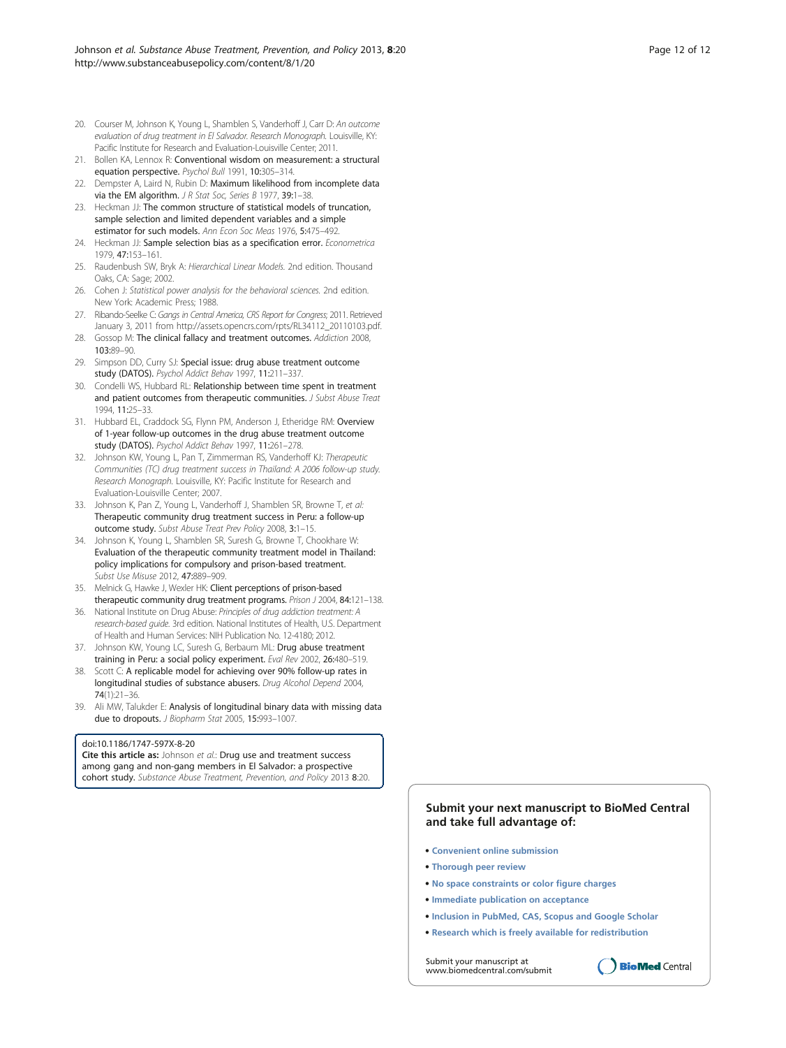20. Courser M, Johnson K, Young L, Shamblen S, Vanderhoff J, Carr D: *An outcome evaluation of drug treatment in El Salvador. Research Monograph.* Louisville, KY: Pacific Institute for Research and Evaluation-Louisville Center; 2011.
21. Bollen KA, Lennox R: **Conventional wisdom on measurement: a structural equation perspective.** *Psychol Bull* 1991, **10**:305–314.
22. Dempster A, Laird N, Rubin D: **Maximum likelihood from incomplete data via the EM algorithm.** *J R Stat Soc, Series B* 1977, **39**:1–38.
23. Heckman JJ: **The common structure of statistical models of truncation, sample selection and limited dependent variables and a simple estimator for such models.** *Ann Econ Soc Meas* 1976, **5**:475–492.
24. Heckman JJ: **Sample selection bias as a specification error.** *Econometrica* 1979, **47**:153–161.
25. Raudenbush SW, Bryk A: *Hierarchical Linear Models.* 2nd edition. Thousand Oaks, CA: Sage; 2002.
26. Cohen J: *Statistical power analysis for the behavioral sciences.* 2nd edition. New York: Academic Press; 1988.
27. Ribando-Seelke C: *Gangs in Central America, CRS Report for Congress*; 2011. Retrieved January 3, 2011 from http://assets.opencrs.com/rpts/RL34112_20110103.pdf.
28. Gossop M: **The clinical fallacy and treatment outcomes.** *Addiction* 2008, **103**:89–90.
29. Simpson DD, Curry SJ: **Special issue: drug abuse treatment outcome study (DATOS).** *Psychol Addict Behav* 1997, **11**:211–337.
30. Condelli WS, Hubbard RL: **Relationship between time spent in treatment and patient outcomes from therapeutic communities.** *J Subst Abuse Treat* 1994, **11**:25–33.
31. Hubbard EL, Craddock SG, Flynn PM, Anderson J, Etheridge RM: **Overview of 1-year follow-up outcomes in the drug abuse treatment outcome study (DATOS).** *Psychol Addict Behav* 1997, **11**:261–278.
32. Johnson KW, Young L, Pan T, Zimmerman RS, Vanderhoff KJ: *Therapeutic Communities (TC) drug treatment success in Thailand: A 2006 follow-up study. Research Monograph.* Louisville, KY: Pacific Institute for Research and Evaluation-Louisville Center; 2007.
33. Johnson K, Pan Z, Young L, Vanderhoff J, Shamblen SR, Browne T, *et al*: **Therapeutic community drug treatment success in Peru: a follow-up outcome study.** *Subst Abuse Treat Prev Policy* 2008, **3**:1–15.
34. Johnson K, Young L, Shamblen SR, Suresh G, Browne T, Chookhare W: **Evaluation of the therapeutic community treatment model in Thailand: policy implications for compulsory and prison-based treatment.** *Subst Use Misuse* 2012, **47**:889–909.
35. Melnick G, Hawke J, Wexler HK: **Client perceptions of prison-based therapeutic community drug treatment programs.** *Prison J* 2004, **84**:121–138.
36. National Institute on Drug Abuse: *Principles of drug addiction treatment: A research-based guide.* 3rd edition. National Institutes of Health, U.S. Department of Health and Human Services: NIH Publication No. 12-4180; 2012.
37. Johnson KW, Young LC, Suresh G, Berbaum ML: **Drug abuse treatment training in Peru: a social policy experiment.** *Eval Rev* 2002, **26**:480–519.
38. Scott C: **A replicable model for achieving over 90% follow-up rates in longitudinal studies of substance abusers.** *Drug Alcohol Depend* 2004, **74**(1):21–36.
39. Ali MW, Talukder E: **Analysis of longitudinal binary data with missing data due to dropouts.** *J Biopharm Stat* 2005, **15**:993–1007.

doi:10.1186/1747-597X-8-20

**Cite this article as:** Johnson *et al.*: Drug use and treatment success among gang and non-gang members in El Salvador: a prospective cohort study. *Substance Abuse Treatment, Prevention, and Policy* 2013 **8**:20.

**Submit your next manuscript to BioMed Central and take full advantage of:**

- Convenient online submission
- Thorough peer review
- No space constraints or color figure charges
- Immediate publication on acceptance
- Inclusion in PubMed, CAS, Scopus and Google Scholar
- Research which is freely available for redistribution

Submit your manuscript at www.biomedcentral.com/submit

BioMed Central